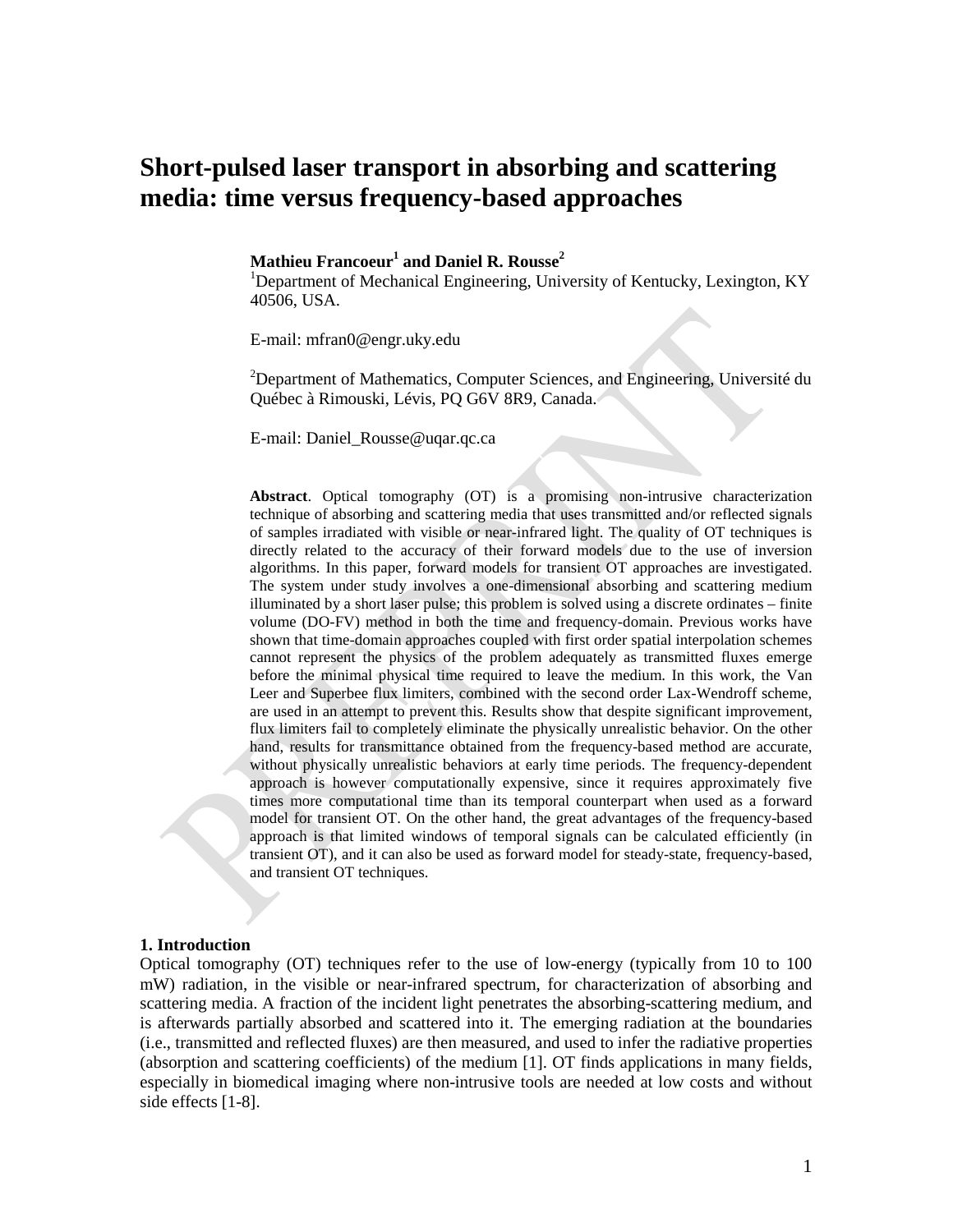# Short-pulsed laser transport in absorbing and scattering media: time versus frequency-based approaches

**Mathieu Francoeur[1] and Daniel R. Rousse[2]**

[1]Department of Mechanical Engineering, University of Kentucky, Lexington, KY 40506, USA.

E-mail: mfran0@engr.uky.edu

[2]Department of Mathematics, Computer Sciences, and Engineering, Université du Québec à Rimouski, Lévis, PQ G6V 8R9, Canada.

E-mail: Daniel_Rousse@uqar.qc.ca

**Abstract**. Optical tomography (OT) is a promising non-intrusive characterization technique of absorbing and scattering media that uses transmitted and/or reflected signals of samples irradiated with visible or near-infrared light. The quality of OT techniques is directly related to the accuracy of their forward models due to the use of inversion algorithms. In this paper, forward models for transient OT approaches are investigated. The system under study involves a one-dimensional absorbing and scattering medium illuminated by a short laser pulse; this problem is solved using a discrete ordinates – finite volume (DO-FV) method in both the time and frequency-domain. Previous works have shown that time-domain approaches coupled with first order spatial interpolation schemes cannot represent the physics of the problem adequately as transmitted fluxes emerge before the minimal physical time required to leave the medium. In this work, the Van Leer and Superbee flux limiters, combined with the second order Lax-Wendroff scheme, are used in an attempt to prevent this. Results show that despite significant improvement, flux limiters fail to completely eliminate the physically unrealistic behavior. On the other hand, results for transmittance obtained from the frequency-based method are accurate, without physically unrealistic behaviors at early time periods. The frequency-dependent approach is however computationally expensive, since it requires approximately five times more computational time than its temporal counterpart when used as a forward model for transient OT. On the other hand, the great advantages of the frequency-based approach is that limited windows of temporal signals can be calculated efficiently (in transient OT), and it can also be used as forward model for steady-state, frequency-based, and transient OT techniques.

## 1. Introduction

Optical tomography (OT) techniques refer to the use of low-energy (typically from 10 to 100 mW) radiation, in the visible or near-infrared spectrum, for characterization of absorbing and scattering media. A fraction of the incident light penetrates the absorbing-scattering medium, and is afterwards partially absorbed and scattered into it. The emerging radiation at the boundaries (i.e., transmitted and reflected fluxes) are then measured, and used to infer the radiative properties (absorption and scattering coefficients) of the medium [1]. OT finds applications in many fields, especially in biomedical imaging where non-intrusive tools are needed at low costs and without side effects [1-8].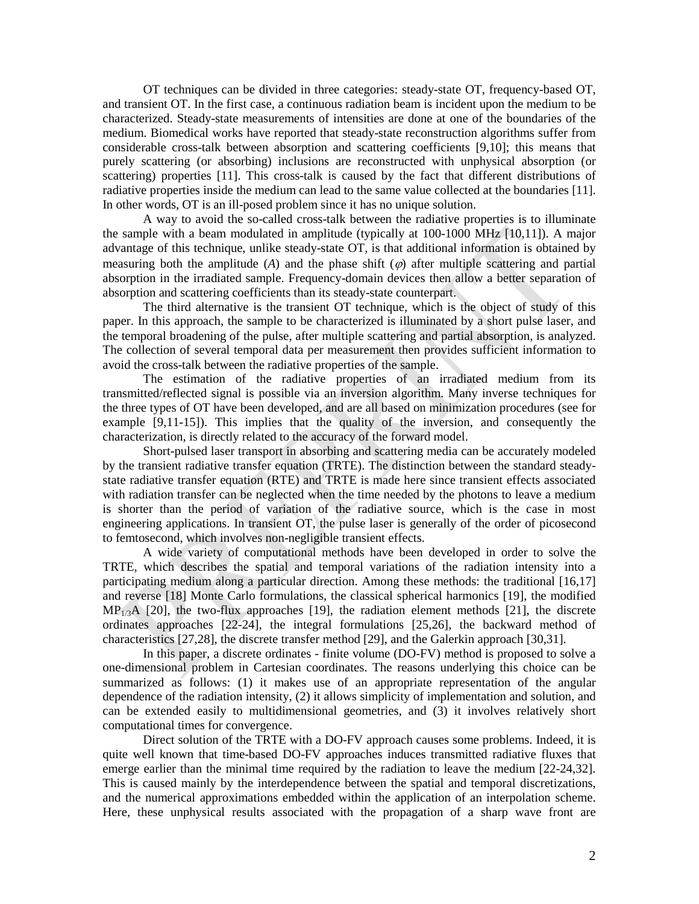OT techniques can be divided in three categories: steady-state OT, frequency-based OT, and transient OT. In the first case, a continuous radiation beam is incident upon the medium to be characterized. Steady-state measurements of intensities are done at one of the boundaries of the medium. Biomedical works have reported that steady-state reconstruction algorithms suffer from considerable cross-talk between absorption and scattering coefficients [9,10]; this means that purely scattering (or absorbing) inclusions are reconstructed with unphysical absorption (or scattering) properties [11]. This cross-talk is caused by the fact that different distributions of radiative properties inside the medium can lead to the same value collected at the boundaries [11]. In other words, OT is an ill-posed problem since it has no unique solution.

A way to avoid the so-called cross-talk between the radiative properties is to illuminate the sample with a beam modulated in amplitude (typically at 100-1000 MHz [10,11]). A major advantage of this technique, unlike steady-state OT, is that additional information is obtained by measuring both the amplitude ($A$) and the phase shift ($\varphi$) after multiple scattering and partial absorption in the irradiated sample. Frequency-domain devices then allow a better separation of absorption and scattering coefficients than its steady-state counterpart.

The third alternative is the transient OT technique, which is the object of study of this paper. In this approach, the sample to be characterized is illuminated by a short pulse laser, and the temporal broadening of the pulse, after multiple scattering and partial absorption, is analyzed. The collection of several temporal data per measurement then provides sufficient information to avoid the cross-talk between the radiative properties of the sample.

The estimation of the radiative properties of an irradiated medium from its transmitted/reflected signal is possible via an inversion algorithm. Many inverse techniques for the three types of OT have been developed, and are all based on minimization procedures (see for example [9,11-15]). This implies that the quality of the inversion, and consequently the characterization, is directly related to the accuracy of the forward model.

Short-pulsed laser transport in absorbing and scattering media can be accurately modeled by the transient radiative transfer equation (TRTE). The distinction between the standard steady-state radiative transfer equation (RTE) and TRTE is made here since transient effects associated with radiation transfer can be neglected when the time needed by the photons to leave a medium is shorter than the period of variation of the radiative source, which is the case in most engineering applications. In transient OT, the pulse laser is generally of the order of picosecond to femtosecond, which involves non-negligible transient effects.

A wide variety of computational methods have been developed in order to solve the TRTE, which describes the spatial and temporal variations of the radiation intensity into a participating medium along a particular direction. Among these methods: the traditional [16,17] and reverse [18] Monte Carlo formulations, the classical spherical harmonics [19], the modified $MP_{1/3}A$ [20], the two-flux approaches [19], the radiation element methods [21], the discrete ordinates approaches [22-24], the integral formulations [25,26], the backward method of characteristics [27,28], the discrete transfer method [29], and the Galerkin approach [30,31].

In this paper, a discrete ordinates - finite volume (DO-FV) method is proposed to solve a one-dimensional problem in Cartesian coordinates. The reasons underlying this choice can be summarized as follows: (1) it makes use of an appropriate representation of the angular dependence of the radiation intensity, (2) it allows simplicity of implementation and solution, and can be extended easily to multidimensional geometries, and (3) it involves relatively short computational times for convergence.

Direct solution of the TRTE with a DO-FV approach causes some problems. Indeed, it is quite well known that time-based DO-FV approaches induces transmitted radiative fluxes that emerge earlier than the minimal time required by the radiation to leave the medium [22-24,32]. This is caused mainly by the interdependence between the spatial and temporal discretizations, and the numerical approximations embedded within the application of an interpolation scheme. Here, these unphysical results associated with the propagation of a sharp wave front are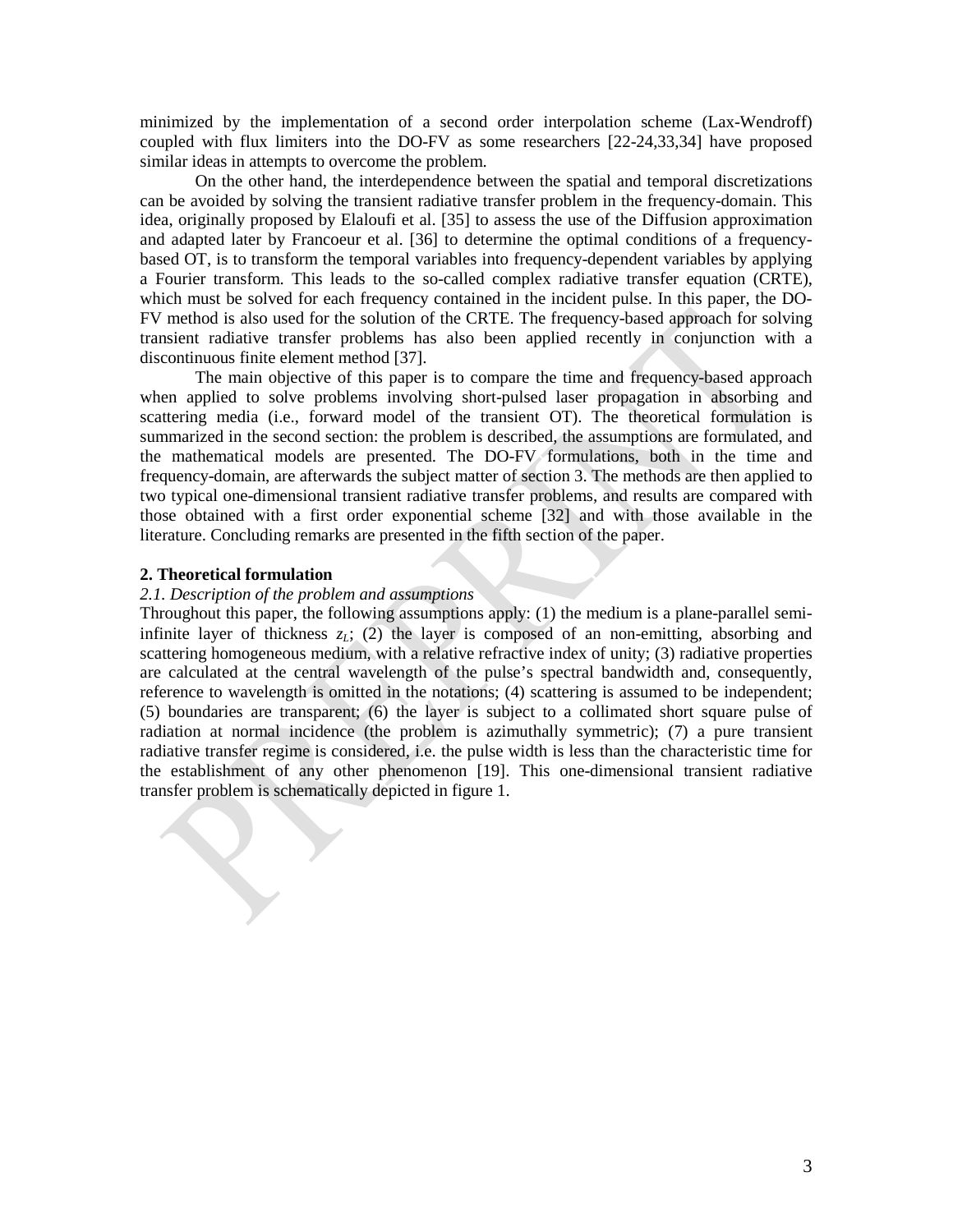minimized by the implementation of a second order interpolation scheme (Lax-Wendroff) coupled with flux limiters into the DO-FV as some researchers [22-24,33,34] have proposed similar ideas in attempts to overcome the problem.

On the other hand, the interdependence between the spatial and temporal discretizations can be avoided by solving the transient radiative transfer problem in the frequency-domain. This idea, originally proposed by Elaloufi et al. [35] to assess the use of the Diffusion approximation and adapted later by Francoeur et al. [36] to determine the optimal conditions of a frequency-based OT, is to transform the temporal variables into frequency-dependent variables by applying a Fourier transform. This leads to the so-called complex radiative transfer equation (CRTE), which must be solved for each frequency contained in the incident pulse. In this paper, the DO-FV method is also used for the solution of the CRTE. The frequency-based approach for solving transient radiative transfer problems has also been applied recently in conjunction with a discontinuous finite element method [37].

The main objective of this paper is to compare the time and frequency-based approach when applied to solve problems involving short-pulsed laser propagation in absorbing and scattering media (i.e., forward model of the transient OT). The theoretical formulation is summarized in the second section: the problem is described, the assumptions are formulated, and the mathematical models are presented. The DO-FV formulations, both in the time and frequency-domain, are afterwards the subject matter of section 3. The methods are then applied to two typical one-dimensional transient radiative transfer problems, and results are compared with those obtained with a first order exponential scheme [32] and with those available in the literature. Concluding remarks are presented in the fifth section of the paper.

## 2. Theoretical formulation

### *2.1. Description of the problem and assumptions*

Throughout this paper, the following assumptions apply: (1) the medium is a plane-parallel semi-infinite layer of thickness $z_L$; (2) the layer is composed of an non-emitting, absorbing and scattering homogeneous medium, with a relative refractive index of unity; (3) radiative properties are calculated at the central wavelength of the pulse's spectral bandwidth and, consequently, reference to wavelength is omitted in the notations; (4) scattering is assumed to be independent; (5) boundaries are transparent; (6) the layer is subject to a collimated short square pulse of radiation at normal incidence (the problem is azimuthally symmetric); (7) a pure transient radiative transfer regime is considered, i.e. the pulse width is less than the characteristic time for the establishment of any other phenomenon [19]. This one-dimensional transient radiative transfer problem is schematically depicted in figure 1.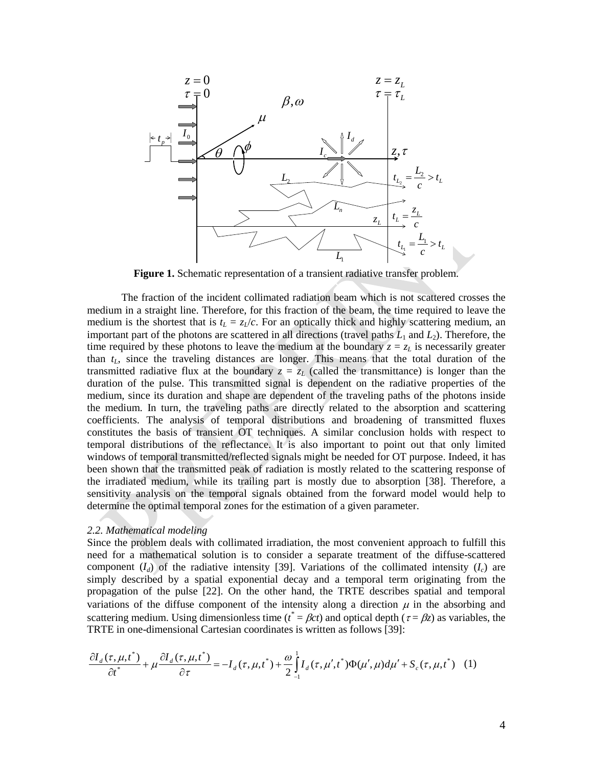**Figure 1.** Schematic representation of a transient radiative transfer problem.

The fraction of the incident collimated radiation beam which is not scattered crosses the medium in a straight line. Therefore, for this fraction of the beam, the time required to leave the medium is the shortest that is $t_L = z_L/c$. For an optically thick and highly scattering medium, an important part of the photons are scattered in all directions (travel paths $L_1$ and $L_2$). Therefore, the time required by these photons to leave the medium at the boundary $z = z_L$ is necessarily greater than $t_L$, since the traveling distances are longer. This means that the total duration of the transmitted radiative flux at the boundary $z = z_L$ (called the transmittance) is longer than the duration of the pulse. This transmitted signal is dependent on the radiative properties of the medium, since its duration and shape are dependent of the traveling paths of the photons inside the medium. In turn, the traveling paths are directly related to the absorption and scattering coefficients. The analysis of temporal distributions and broadening of transmitted fluxes constitutes the basis of transient OT techniques. A similar conclusion holds with respect to temporal distributions of the reflectance. It is also important to point out that only limited windows of temporal transmitted/reflected signals might be needed for OT purpose. Indeed, it has been shown that the transmitted peak of radiation is mostly related to the scattering response of the irradiated medium, while its trailing part is mostly due to absorption [38]. Therefore, a sensitivity analysis on the temporal signals obtained from the forward model would help to determine the optimal temporal zones for the estimation of a given parameter.

### *2.2. Mathematical modeling*

Since the problem deals with collimated irradiation, the most convenient approach to fulfill this need for a mathematical solution is to consider a separate treatment of the diffuse-scattered component ($I_d$) of the radiative intensity [39]. Variations of the collimated intensity ($I_c$) are simply described by a spatial exponential decay and a temporal term originating from the propagation of the pulse [22]. On the other hand, the TRTE describes spatial and temporal variations of the diffuse component of the intensity along a direction $\mu$ in the absorbing and scattering medium. Using dimensionless time ($t^* = \beta ct$) and optical depth ($\tau = \beta z$) as variables, the TRTE in one-dimensional Cartesian coordinates is written as follows [39]:

$$\frac{\partial I_d(\tau,\mu,t^*)}{\partial t^*} + \mu \frac{\partial I_d(\tau,\mu,t^*)}{\partial \tau} = -I_d(\tau,\mu,t^*) + \frac{\omega}{2}\int_{-1}^{1} I_d(\tau,\mu',t^*)\Phi(\mu',\mu)d\mu' + S_c(\tau,\mu,t^*) \quad (1)$$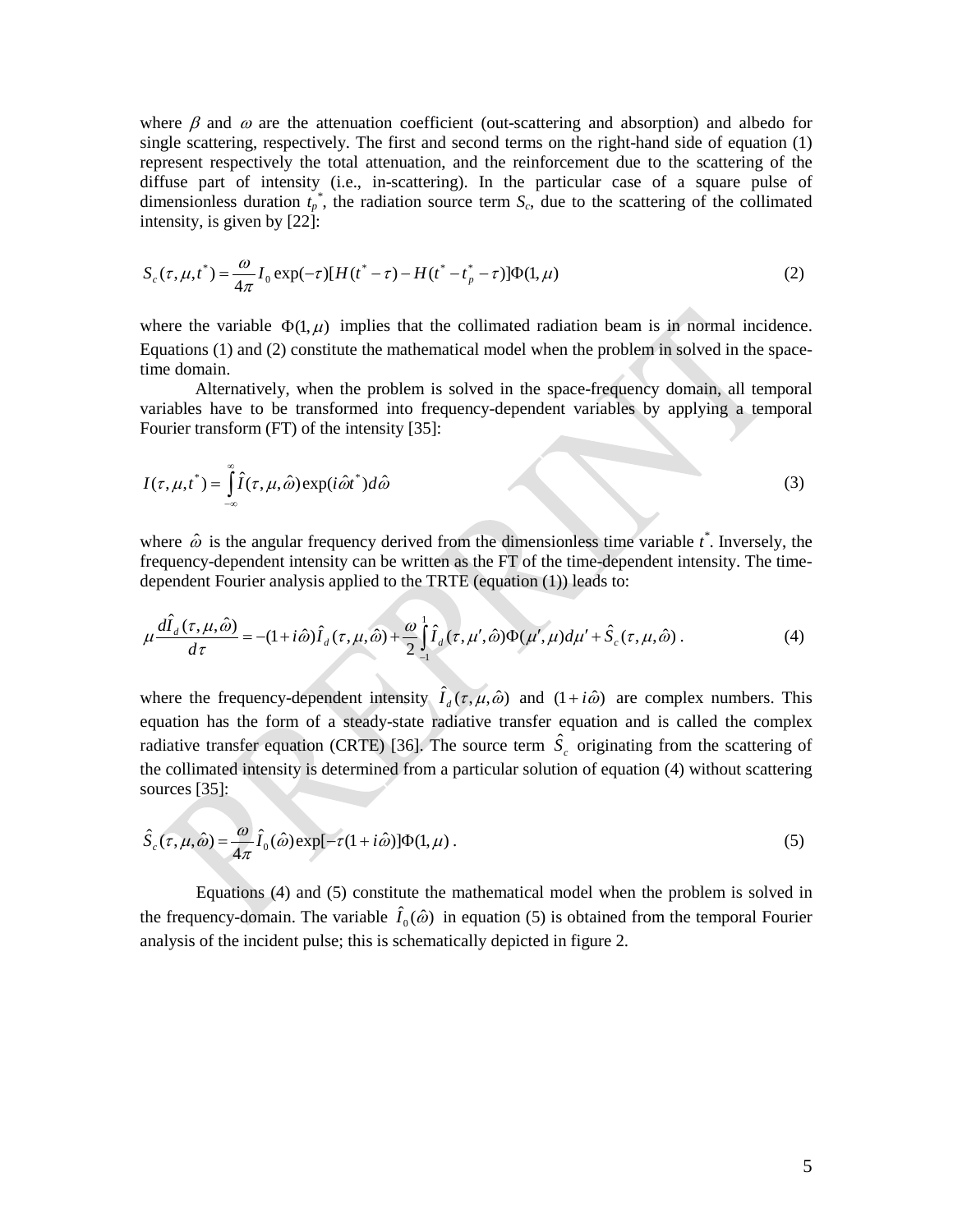where $\beta$ and $\omega$ are the attenuation coefficient (out-scattering and absorption) and albedo for single scattering, respectively. The first and second terms on the right-hand side of equation (1) represent respectively the total attenuation, and the reinforcement due to the scattering of the diffuse part of intensity (i.e., in-scattering). In the particular case of a square pulse of dimensionless duration $t_p^*$, the radiation source term $S_c$, due to the scattering of the collimated intensity, is given by [22]:

$$S_c(\tau,\mu,t^*) = \frac{\omega}{4\pi} I_0 \exp(-\tau)[H(t^* - \tau) - H(t^* - t_p^* - \tau)]\Phi(1,\mu) \tag{2}$$

where the variable $\Phi(1,\mu)$ implies that the collimated radiation beam is in normal incidence. Equations (1) and (2) constitute the mathematical model when the problem in solved in the space-time domain.

Alternatively, when the problem is solved in the space-frequency domain, all temporal variables have to be transformed into frequency-dependent variables by applying a temporal Fourier transform (FT) of the intensity [35]:

$$I(\tau,\mu,t^*) = \int_{-\infty}^{\infty} \hat{I}(\tau,\mu,\hat{\omega}) \exp(i\hat{\omega}t^*) d\hat{\omega} \tag{3}$$

where $\hat{\omega}$ is the angular frequency derived from the dimensionless time variable $t^*$. Inversely, the frequency-dependent intensity can be written as the FT of the time-dependent intensity. The time-dependent Fourier analysis applied to the TRTE (equation (1)) leads to:

$$\mu \frac{d\hat{I}_d(\tau,\mu,\hat{\omega})}{d\tau} = -(1+i\hat{\omega})\hat{I}_d(\tau,\mu,\hat{\omega}) + \frac{\omega}{2}\int_{-1}^{1} \hat{I}_d(\tau,\mu',\hat{\omega})\Phi(\mu',\mu)d\mu' + \hat{S}_c(\tau,\mu,\hat{\omega}) \,. \tag{4}$$

where the frequency-dependent intensity $\hat{I}_d(\tau,\mu,\hat{\omega})$ and $(1+i\hat{\omega})$ are complex numbers. This equation has the form of a steady-state radiative transfer equation and is called the complex radiative transfer equation (CRTE) [36]. The source term $\hat{S}_c$ originating from the scattering of the collimated intensity is determined from a particular solution of equation (4) without scattering sources [35]:

$$\hat{S}_c(\tau,\mu,\hat{\omega}) = \frac{\omega}{4\pi} \hat{I}_0(\hat{\omega}) \exp[-\tau(1+i\hat{\omega})]\Phi(1,\mu) \,. \tag{5}$$

Equations (4) and (5) constitute the mathematical model when the problem is solved in the frequency-domain. The variable $\hat{I}_0(\hat{\omega})$ in equation (5) is obtained from the temporal Fourier analysis of the incident pulse; this is schematically depicted in figure 2.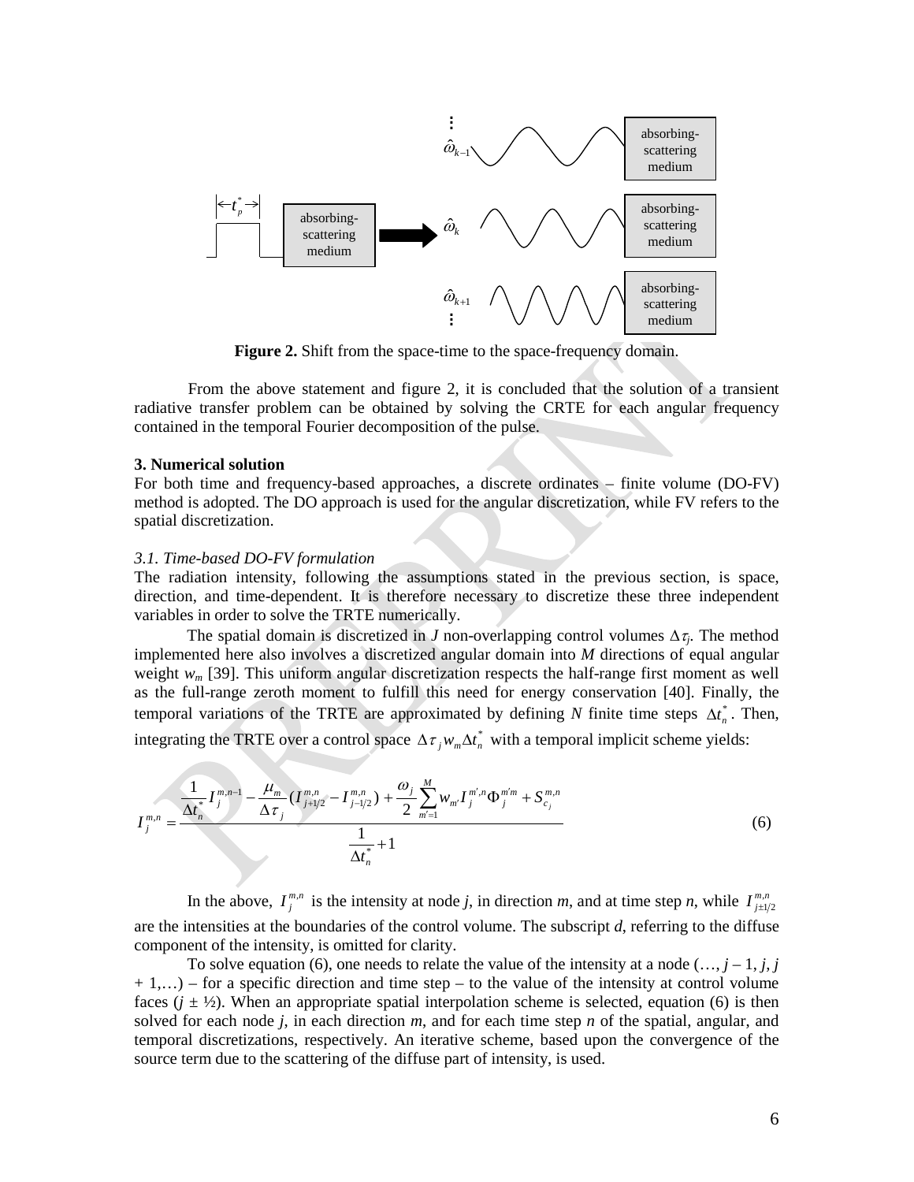**Figure 2.** Shift from the space-time to the space-frequency domain.

From the above statement and figure 2, it is concluded that the solution of a transient radiative transfer problem can be obtained by solving the CRTE for each angular frequency contained in the temporal Fourier decomposition of the pulse.

## 3. Numerical solution

For both time and frequency-based approaches, a discrete ordinates – finite volume (DO-FV) method is adopted. The DO approach is used for the angular discretization, while FV refers to the spatial discretization.

### *3.1. Time-based DO-FV formulation*

The radiation intensity, following the assumptions stated in the previous section, is space, direction, and time-dependent. It is therefore necessary to discretize these three independent variables in order to solve the TRTE numerically.

The spatial domain is discretized in *J* non-overlapping control volumes $\Delta\tau_j$. The method implemented here also involves a discretized angular domain into *M* directions of equal angular weight $w_m$ [39]. This uniform angular discretization respects the half-range first moment as well as the full-range zeroth moment to fulfill this need for energy conservation [40]. Finally, the temporal variations of the TRTE are approximated by defining *N* finite time steps $\Delta t_n^*$. Then, integrating the TRTE over a control space $\Delta\tau_j w_m \Delta t_n^*$ with a temporal implicit scheme yields:

$$I_j^{m,n} = \frac{\dfrac{1}{\Delta t_n^*} I_j^{m,n-1} - \dfrac{\mu_m}{\Delta\tau_j}\left(I_{j+1/2}^{m,n} - I_{j-1/2}^{m,n}\right) + \dfrac{\omega_j}{2}\displaystyle\sum_{m'=1}^{M} w_{m'} I_j^{m',n} \Phi_j^{m'm} + S_{c_j}^{m,n}}{\dfrac{1}{\Delta t_n^*} + 1} \tag{6}$$

In the above, $I_j^{m,n}$ is the intensity at node *j*, in direction *m*, and at time step *n*, while $I_{j\pm1/2}^{m,n}$ are the intensities at the boundaries of the control volume. The subscript *d*, referring to the diffuse component of the intensity, is omitted for clarity.

To solve equation (6), one needs to relate the value of the intensity at a node (…, *j* – 1, *j*, *j* + 1,…) – for a specific direction and time step – to the value of the intensity at control volume faces (*j* ± ½). When an appropriate spatial interpolation scheme is selected, equation (6) is then solved for each node *j*, in each direction *m*, and for each time step *n* of the spatial, angular, and temporal discretizations, respectively. An iterative scheme, based upon the convergence of the source term due to the scattering of the diffuse part of intensity, is used.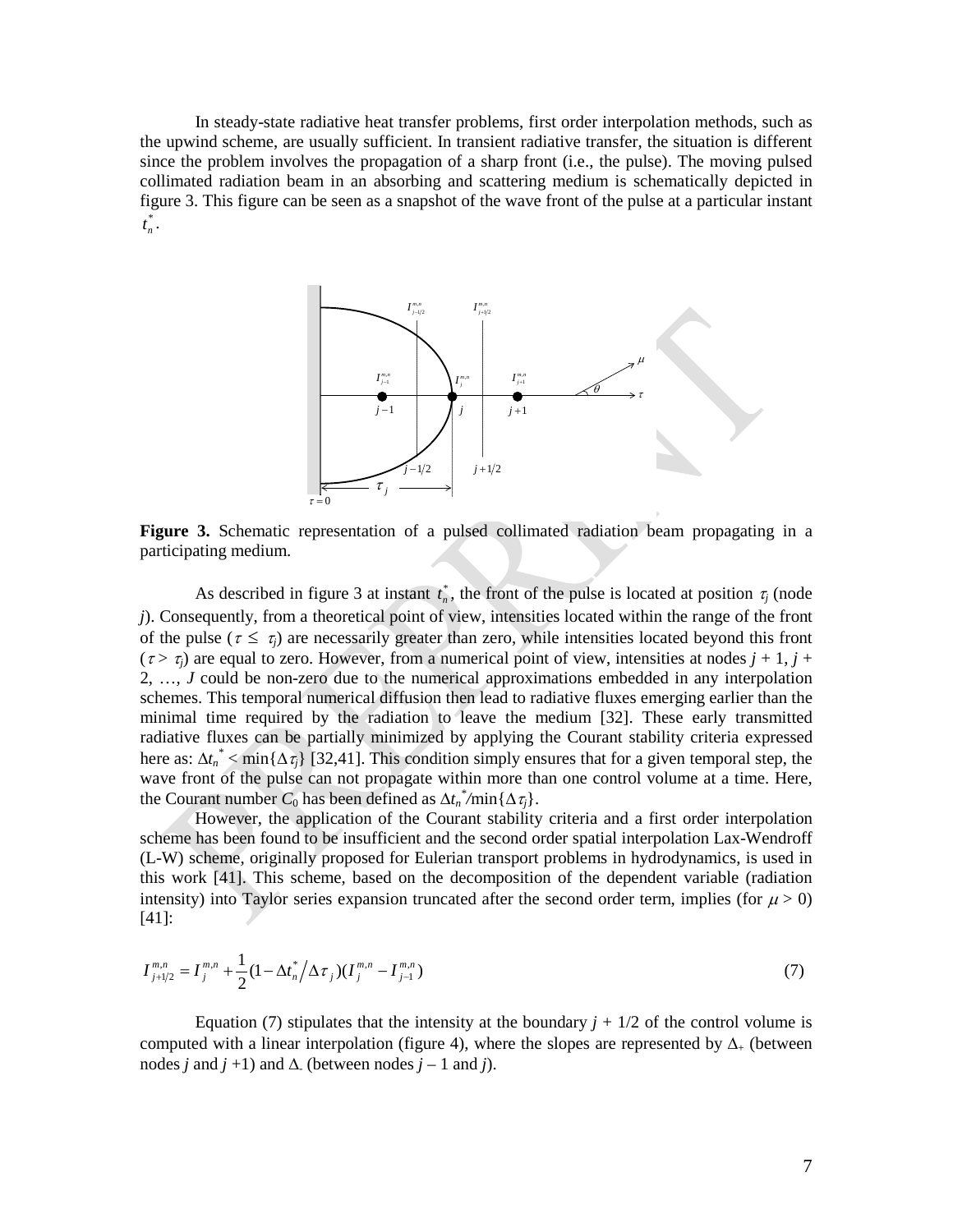In steady-state radiative heat transfer problems, first order interpolation methods, such as the upwind scheme, are usually sufficient. In transient radiative transfer, the situation is different since the problem involves the propagation of a sharp front (i.e., the pulse). The moving pulsed collimated radiation beam in an absorbing and scattering medium is schematically depicted in figure 3. This figure can be seen as a snapshot of the wave front of the pulse at a particular instant $t_n^*$.

**Figure 3.** Schematic representation of a pulsed collimated radiation beam propagating in a participating medium.

As described in figure 3 at instant $t_n^*$, the front of the pulse is located at position $\tau_j$ (node $j$). Consequently, from a theoretical point of view, intensities located within the range of the front of the pulse ($\tau \leq \tau_j$) are necessarily greater than zero, while intensities located beyond this front ($\tau > \tau_j$) are equal to zero. However, from a numerical point of view, intensities at nodes $j + 1$, $j + 2$, …, $J$ could be non-zero due to the numerical approximations embedded in any interpolation schemes. This temporal numerical diffusion then lead to radiative fluxes emerging earlier than the minimal time required by the radiation to leave the medium [32]. These early transmitted radiative fluxes can be partially minimized by applying the Courant stability criteria expressed here as: $\Delta t_n^* < \min\{\Delta\tau_j\}$ [32,41]. This condition simply ensures that for a given temporal step, the wave front of the pulse can not propagate within more than one control volume at a time. Here, the Courant number $C_0$ has been defined as $\Delta t_n^*/\min\{\Delta\tau_j\}$.

However, the application of the Courant stability criteria and a first order interpolation scheme has been found to be insufficient and the second order spatial interpolation Lax-Wendroff (L-W) scheme, originally proposed for Eulerian transport problems in hydrodynamics, is used in this work [41]. This scheme, based on the decomposition of the dependent variable (radiation intensity) into Taylor series expansion truncated after the second order term, implies (for $\mu > 0$) [41]:

$$I_{j+1/2}^{m,n} = I_j^{m,n} + \frac{1}{2}(1 - \Delta t_n^* / \Delta\tau_j)(I_j^{m,n} - I_{j-1}^{m,n}) \tag{7}$$

Equation (7) stipulates that the intensity at the boundary $j + 1/2$ of the control volume is computed with a linear interpolation (figure 4), where the slopes are represented by $\Delta_+$ (between nodes $j$ and $j + 1$) and $\Delta_-$ (between nodes $j - 1$ and $j$).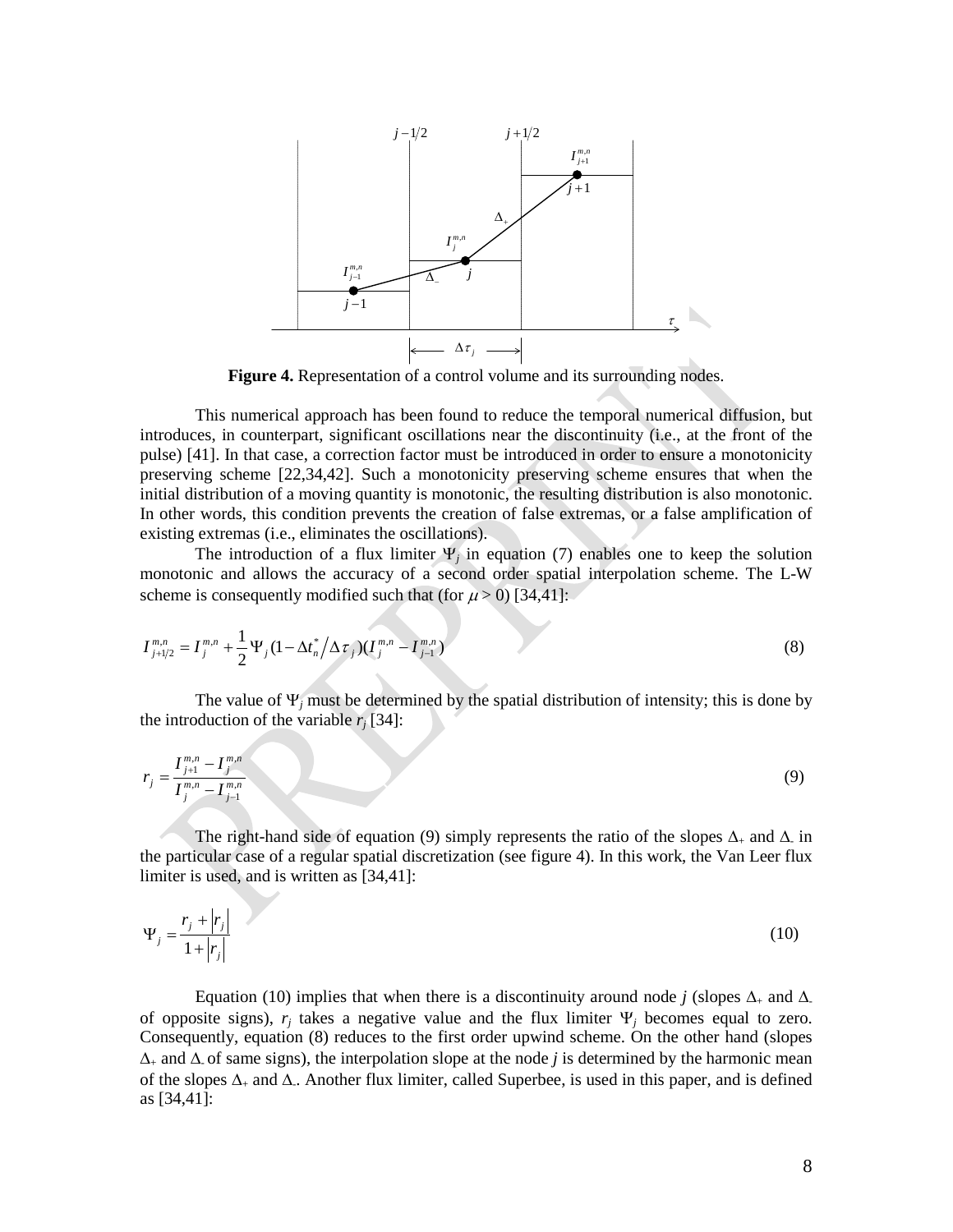**Figure 4.** Representation of a control volume and its surrounding nodes.

This numerical approach has been found to reduce the temporal numerical diffusion, but introduces, in counterpart, significant oscillations near the discontinuity (i.e., at the front of the pulse) [41]. In that case, a correction factor must be introduced in order to ensure a monotonicity preserving scheme [22,34,42]. Such a monotonicity preserving scheme ensures that when the initial distribution of a moving quantity is monotonic, the resulting distribution is also monotonic. In other words, this condition prevents the creation of false extremas, or a false amplification of existing extremas (i.e., eliminates the oscillations).

The introduction of a flux limiter $\Psi_j$ in equation (7) enables one to keep the solution monotonic and allows the accuracy of a second order spatial interpolation scheme. The L-W scheme is consequently modified such that (for $\mu > 0$) [34,41]:

$$I_{j+1/2}^{m,n} = I_j^{m,n} + \frac{1}{2}\Psi_j(1 - \Delta t_n^* / \Delta\tau_j)(I_j^{m,n} - I_{j-1}^{m,n}) \tag{8}$$

The value of $\Psi_j$ must be determined by the spatial distribution of intensity; this is done by the introduction of the variable $r_j$ [34]:

$$r_j = \frac{I_{j+1}^{m,n} - I_j^{m,n}}{I_j^{m,n} - I_{j-1}^{m,n}} \tag{9}$$

The right-hand side of equation (9) simply represents the ratio of the slopes $\Delta_+$ and $\Delta_-$ in the particular case of a regular spatial discretization (see figure 4). In this work, the Van Leer flux limiter is used, and is written as [34,41]:

$$\Psi_j = \frac{r_j + |r_j|}{1 + |r_j|} \tag{10}$$

Equation (10) implies that when there is a discontinuity around node $j$ (slopes $\Delta_+$ and $\Delta_-$ of opposite signs), $r_j$ takes a negative value and the flux limiter $\Psi_j$ becomes equal to zero. Consequently, equation (8) reduces to the first order upwind scheme. On the other hand (slopes $\Delta_+$ and $\Delta_-$ of same signs), the interpolation slope at the node $j$ is determined by the harmonic mean of the slopes $\Delta_+$ and $\Delta_-$. Another flux limiter, called Superbee, is used in this paper, and is defined as [34,41]: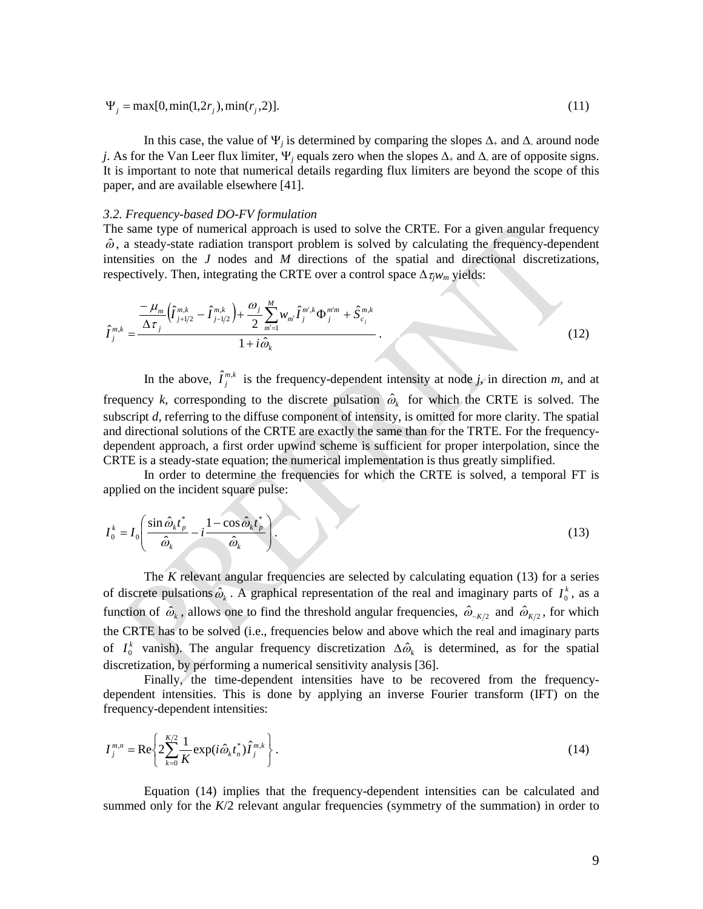$$\Psi_j = \max[0, \min(1, 2r_j), \min(r_j, 2)]. \tag{11}$$

In this case, the value of $\Psi_j$ is determined by comparing the slopes $\Delta_+$ and $\Delta_-$ around node $j$. As for the Van Leer flux limiter, $\Psi_j$ equals zero when the slopes $\Delta_+$ and $\Delta_-$ are of opposite signs. It is important to note that numerical details regarding flux limiters are beyond the scope of this paper, and are available elsewhere [41].

### *3.2. Frequency-based DO-FV formulation*

The same type of numerical approach is used to solve the CRTE. For a given angular frequency $\hat{\omega}$, a steady-state radiation transport problem is solved by calculating the frequency-dependent intensities on the $J$ nodes and $M$ directions of the spatial and directional discretizations, respectively. Then, integrating the CRTE over a control space $\Delta\tau_j w_m$ yields:

$$\hat{I}_j^{m,k} = \frac{\dfrac{-\mu_m}{\Delta\tau_j}\left(\hat{I}_{j+1/2}^{m,k} - \hat{I}_{j-1/2}^{m,k}\right) + \dfrac{\omega_j}{2}\displaystyle\sum_{m'=1}^{M} w_{m'}\hat{I}_j^{m',k}\Phi_j^{m'm} + \hat{S}_{c_j}^{m,k}}{1 + i\hat{\omega}_k}. \tag{12}$$

In the above, $\hat{I}_j^{m,k}$ is the frequency-dependent intensity at node $j$, in direction $m$, and at frequency $k$, corresponding to the discrete pulsation $\hat{\omega}_k$ for which the CRTE is solved. The subscript $d$, referring to the diffuse component of intensity, is omitted for more clarity. The spatial and directional solutions of the CRTE are exactly the same than for the TRTE. For the frequency-dependent approach, a first order upwind scheme is sufficient for proper interpolation, since the CRTE is a steady-state equation; the numerical implementation is thus greatly simplified.

In order to determine the frequencies for which the CRTE is solved, a temporal FT is applied on the incident square pulse:

$$I_0^k = I_0\left(\frac{\sin\hat{\omega}_k t_p^*}{\hat{\omega}_k} - i\frac{1-\cos\hat{\omega}_k t_p^*}{\hat{\omega}_k}\right). \tag{13}$$

The $K$ relevant angular frequencies are selected by calculating equation (13) for a series of discrete pulsations $\hat{\omega}_k$. A graphical representation of the real and imaginary parts of $I_0^k$, as a function of $\hat{\omega}_k$, allows one to find the threshold angular frequencies, $\hat{\omega}_{-K/2}$ and $\hat{\omega}_{K/2}$, for which the CRTE has to be solved (i.e., frequencies below and above which the real and imaginary parts of $I_0^k$ vanish). The angular frequency discretization $\Delta\hat{\omega}_k$ is determined, as for the spatial discretization, by performing a numerical sensitivity analysis [36].

Finally, the time-dependent intensities have to be recovered from the frequency-dependent intensities. This is done by applying an inverse Fourier transform (IFT) on the frequency-dependent intensities:

$$I_j^{m,n} = \mathrm{Re}\left\{2\sum_{k=0}^{K/2}\frac{1}{K}\exp(i\hat{\omega}_k t_n^*)\hat{I}_j^{m,k}\right\}. \tag{14}$$

Equation (14) implies that the frequency-dependent intensities can be calculated and summed only for the $K/2$ relevant angular frequencies (symmetry of the summation) in order to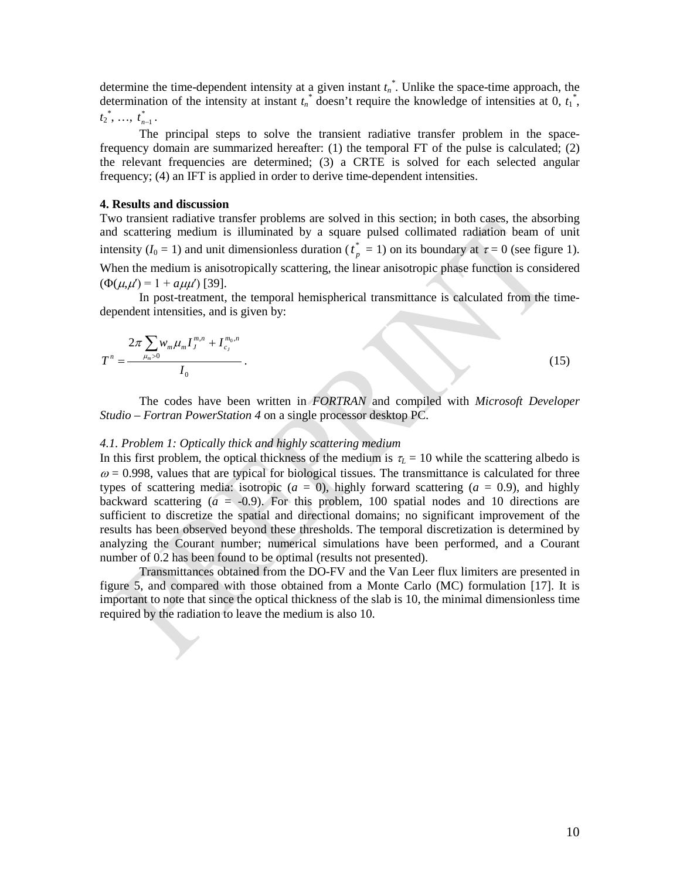determine the time-dependent intensity at a given instant $t_n^*$. Unlike the space-time approach, the determination of the intensity at instant $t_n^*$ doesn't require the knowledge of intensities at 0, $t_1^*$, $t_2^*$, …, $t_{n-1}^*$.

The principal steps to solve the transient radiative transfer problem in the space-frequency domain are summarized hereafter: (1) the temporal FT of the pulse is calculated; (2) the relevant frequencies are determined; (3) a CRTE is solved for each selected angular frequency; (4) an IFT is applied in order to derive time-dependent intensities.

**4. Results and discussion**

Two transient radiative transfer problems are solved in this section; in both cases, the absorbing and scattering medium is illuminated by a square pulsed collimated radiation beam of unit intensity ($I_0 = 1$) and unit dimensionless duration ($t_p^* = 1$) on its boundary at $\tau = 0$ (see figure 1). When the medium is anisotropically scattering, the linear anisotropic phase function is considered ($\Phi(\mu,\mu') = 1 + a\mu\mu'$) [39].

In post-treatment, the temporal hemispherical transmittance is calculated from the time-dependent intensities, and is given by:

$$T^n = \frac{2\pi \sum_{\mu_m > 0} w_m \mu_m I_J^{m,n} + I_{c_J}^{m_0,n}}{I_0}. \tag{15}$$

The codes have been written in *FORTRAN* and compiled with *Microsoft Developer Studio – Fortran PowerStation 4* on a single processor desktop PC.

*4.1. Problem 1: Optically thick and highly scattering medium*

In this first problem, the optical thickness of the medium is $\tau_L = 10$ while the scattering albedo is $\omega = 0.998$, values that are typical for biological tissues. The transmittance is calculated for three types of scattering media: isotropic ($a = 0$), highly forward scattering ($a = 0.9$), and highly backward scattering ($a = -0.9$). For this problem, 100 spatial nodes and 10 directions are sufficient to discretize the spatial and directional domains; no significant improvement of the results has been observed beyond these thresholds. The temporal discretization is determined by analyzing the Courant number; numerical simulations have been performed, and a Courant number of 0.2 has been found to be optimal (results not presented).

Transmittances obtained from the DO-FV and the Van Leer flux limiters are presented in figure 5, and compared with those obtained from a Monte Carlo (MC) formulation [17]. It is important to note that since the optical thickness of the slab is 10, the minimal dimensionless time required by the radiation to leave the medium is also 10.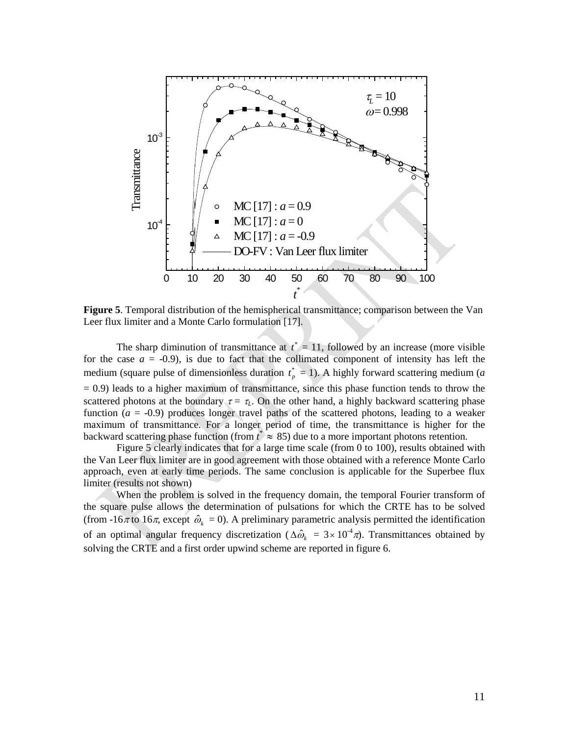**Figure 5**. Temporal distribution of the hemispherical transmittance; comparison between the Van Leer flux limiter and a Monte Carlo formulation [17].

The sharp diminution of transmittance at $t^* = 11$, followed by an increase (more visible for the case $a = -0.9$), is due to fact that the collimated component of intensity has left the medium (square pulse of dimensionless duration $t_p^* = 1$). A highly forward scattering medium ($a = 0.9$) leads to a higher maximum of transmittance, since this phase function tends to throw the scattered photons at the boundary $\tau = \tau_L$. On the other hand, a highly backward scattering phase function ($a = -0.9$) produces longer travel paths of the scattered photons, leading to a weaker maximum of transmittance. For a longer period of time, the transmittance is higher for the backward scattering phase function (from $t^* \approx 85$) due to a more important photons retention.

Figure 5 clearly indicates that for a large time scale (from 0 to 100), results obtained with the Van Leer flux limiter are in good agreement with those obtained with a reference Monte Carlo approach, even at early time periods. The same conclusion is applicable for the Superbee flux limiter (results not shown)

When the problem is solved in the frequency domain, the temporal Fourier transform of the square pulse allows the determination of pulsations for which the CRTE has to be solved (from $-16\pi$ to $16\pi$, except $\hat{\omega}_k = 0$). A preliminary parametric analysis permitted the identification of an optimal angular frequency discretization ($\Delta\hat{\omega}_k = 3\times10^{-4}\pi$). Transmittances obtained by solving the CRTE and a first order upwind scheme are reported in figure 6.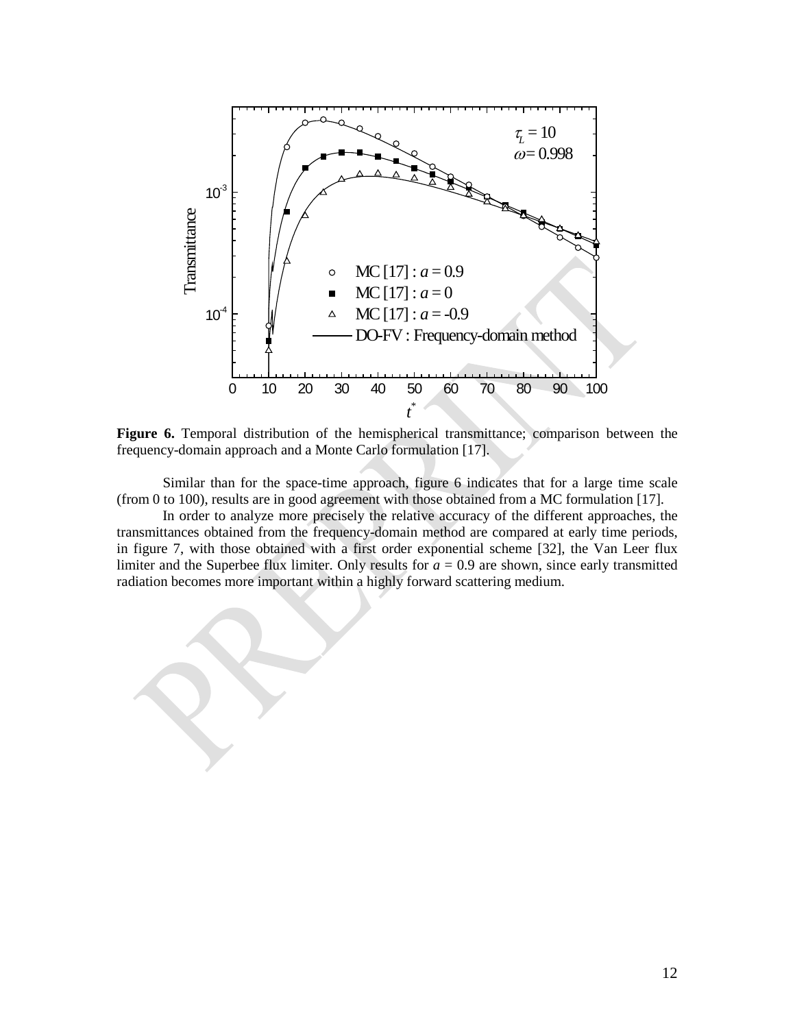**Figure 6.** Temporal distribution of the hemispherical transmittance; comparison between the frequency-domain approach and a Monte Carlo formulation [17].

Similar than for the space-time approach, figure 6 indicates that for a large time scale (from 0 to 100), results are in good agreement with those obtained from a MC formulation [17].

In order to analyze more precisely the relative accuracy of the different approaches, the transmittances obtained from the frequency-domain method are compared at early time periods, in figure 7, with those obtained with a first order exponential scheme [32], the Van Leer flux limiter and the Superbee flux limiter. Only results for $a = 0.9$ are shown, since early transmitted radiation becomes more important within a highly forward scattering medium.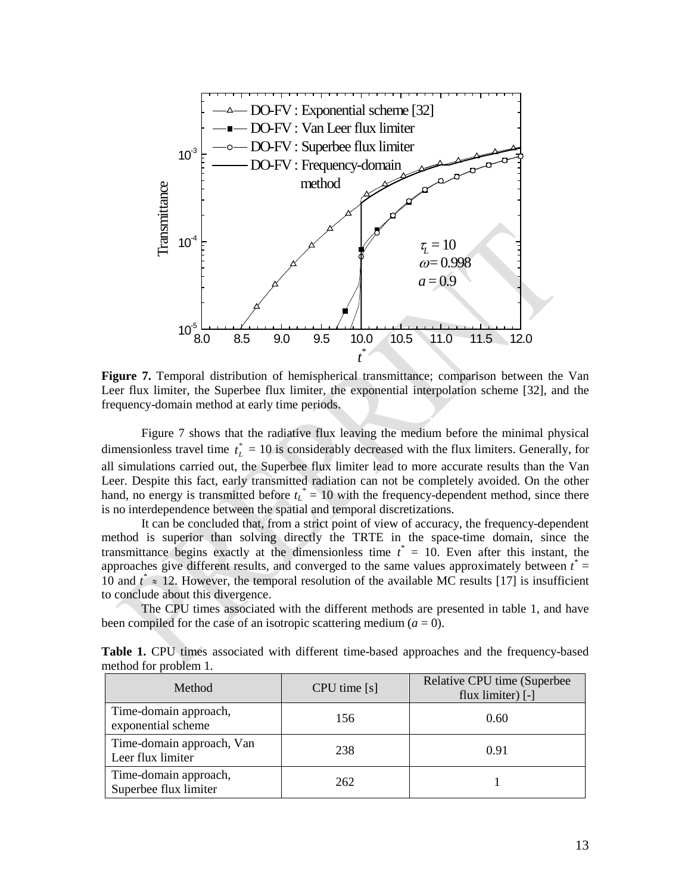**Figure 7.** Temporal distribution of hemispherical transmittance; comparison between the Van Leer flux limiter, the Superbee flux limiter, the exponential interpolation scheme [32], and the frequency-domain method at early time periods.

Figure 7 shows that the radiative flux leaving the medium before the minimal physical dimensionless travel time $t_L^* = 10$ is considerably decreased with the flux limiters. Generally, for all simulations carried out, the Superbee flux limiter lead to more accurate results than the Van Leer. Despite this fact, early transmitted radiation can not be completely avoided. On the other hand, no energy is transmitted before $t_L^* = 10$ with the frequency-dependent method, since there is no interdependence between the spatial and temporal discretizations.

It can be concluded that, from a strict point of view of accuracy, the frequency-dependent method is superior than solving directly the TRTE in the space-time domain, since the transmittance begins exactly at the dimensionless time $t^* = 10$. Even after this instant, the approaches give different results, and converged to the same values approximately between $t^* = 10$ and $t^* \approx 12$. However, the temporal resolution of the available MC results [17] is insufficient to conclude about this divergence.

The CPU times associated with the different methods are presented in table 1, and have been compiled for the case of an isotropic scattering medium ($a = 0$).

**Table 1.** CPU times associated with different time-based approaches and the frequency-based method for problem 1.

| Method | CPU time [s] | Relative CPU time (Superbee flux limiter) [-] |
|---|---|---|
| Time-domain approach, exponential scheme | 156 | 0.60 |
| Time-domain approach, Van Leer flux limiter | 238 | 0.91 |
| Time-domain approach, Superbee flux limiter | 262 | 1 |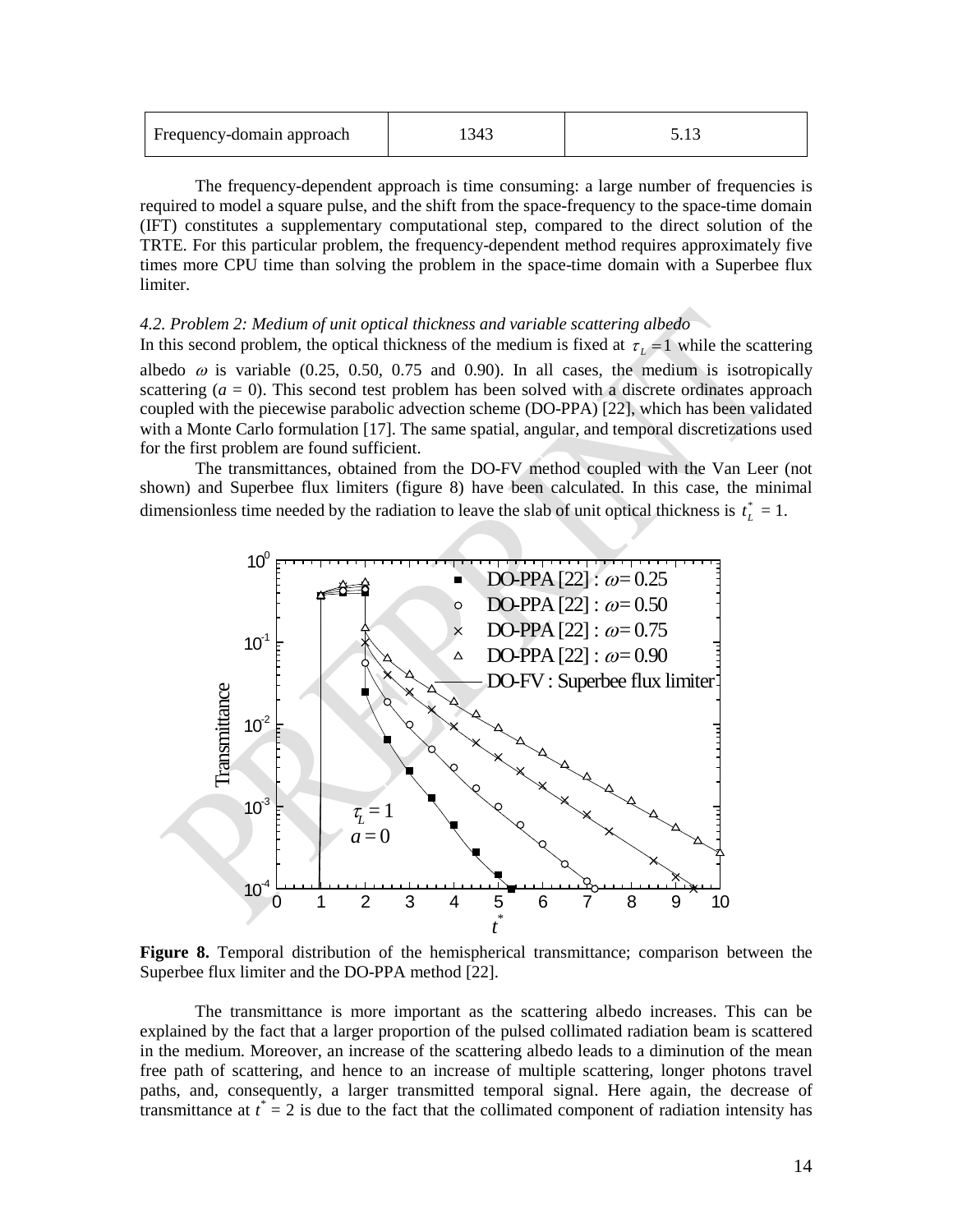| Frequency-domain approach | 1343 | 5.13 |
|---|---|---|

The frequency-dependent approach is time consuming: a large number of frequencies is required to model a square pulse, and the shift from the space-frequency to the space-time domain (IFT) constitutes a supplementary computational step, compared to the direct solution of the TRTE. For this particular problem, the frequency-dependent method requires approximately five times more CPU time than solving the problem in the space-time domain with a Superbee flux limiter.

*4.2. Problem 2: Medium of unit optical thickness and variable scattering albedo*

In this second problem, the optical thickness of the medium is fixed at $\tau_L = 1$ while the scattering albedo $\omega$ is variable (0.25, 0.50, 0.75 and 0.90). In all cases, the medium is isotropically scattering ($a$ = 0). This second test problem has been solved with a discrete ordinates approach coupled with the piecewise parabolic advection scheme (DO-PPA) [22], which has been validated with a Monte Carlo formulation [17]. The same spatial, angular, and temporal discretizations used for the first problem are found sufficient.

The transmittances, obtained from the DO-FV method coupled with the Van Leer (not shown) and Superbee flux limiters (figure 8) have been calculated. In this case, the minimal dimensionless time needed by the radiation to leave the slab of unit optical thickness is $t_L^* = 1$.

**Figure 8.** Temporal distribution of the hemispherical transmittance; comparison between the Superbee flux limiter and the DO-PPA method [22].

The transmittance is more important as the scattering albedo increases. This can be explained by the fact that a larger proportion of the pulsed collimated radiation beam is scattered in the medium. Moreover, an increase of the scattering albedo leads to a diminution of the mean free path of scattering, and hence to an increase of multiple scattering, longer photons travel paths, and, consequently, a larger transmitted temporal signal. Here again, the decrease of transmittance at $t^* = 2$ is due to the fact that the collimated component of radiation intensity has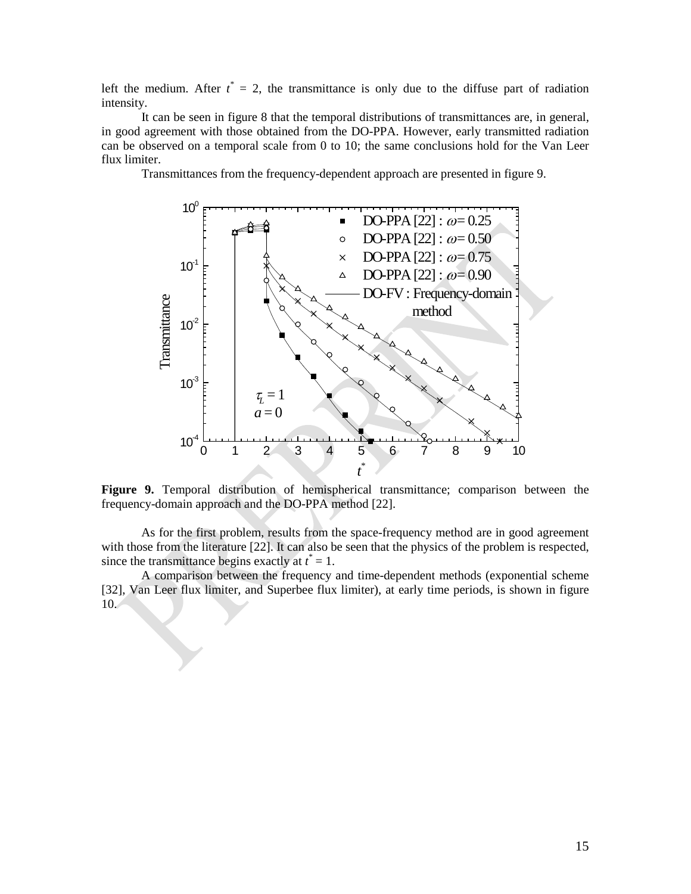left the medium. After $t^* = 2$, the transmittance is only due to the diffuse part of radiation intensity.

It can be seen in figure 8 that the temporal distributions of transmittances are, in general, in good agreement with those obtained from the DO-PPA. However, early transmitted radiation can be observed on a temporal scale from 0 to 10; the same conclusions hold for the Van Leer flux limiter.

Transmittances from the frequency-dependent approach are presented in figure 9.

**Figure 9.** Temporal distribution of hemispherical transmittance; comparison between the frequency-domain approach and the DO-PPA method [22].

As for the first problem, results from the space-frequency method are in good agreement with those from the literature [22]. It can also be seen that the physics of the problem is respected, since the transmittance begins exactly at $t^* = 1$.

A comparison between the frequency and time-dependent methods (exponential scheme [32], Van Leer flux limiter, and Superbee flux limiter), at early time periods, is shown in figure 10.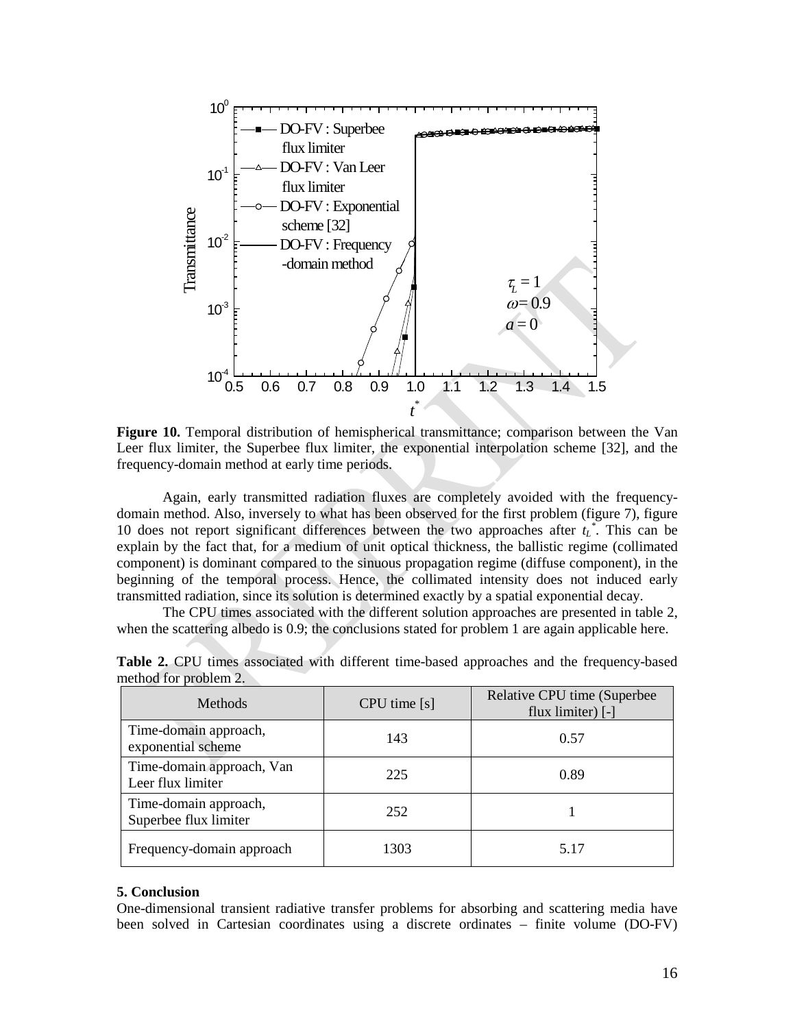**Figure 10.** Temporal distribution of hemispherical transmittance; comparison between the Van Leer flux limiter, the Superbee flux limiter, the exponential interpolation scheme [32], and the frequency-domain method at early time periods.

Again, early transmitted radiation fluxes are completely avoided with the frequency-domain method. Also, inversely to what has been observed for the first problem (figure 7), figure 10 does not report significant differences between the two approaches after $t_L^*$. This can be explain by the fact that, for a medium of unit optical thickness, the ballistic regime (collimated component) is dominant compared to the sinuous propagation regime (diffuse component), in the beginning of the temporal process. Hence, the collimated intensity does not induced early transmitted radiation, since its solution is determined exactly by a spatial exponential decay.

The CPU times associated with the different solution approaches are presented in table 2, when the scattering albedo is 0.9; the conclusions stated for problem 1 are again applicable here.

**Table 2.** CPU times associated with different time-based approaches and the frequency-based method for problem 2.

| Methods | CPU time [s] | Relative CPU time (Superbee flux limiter) [-] |
|---|---|---|
| Time-domain approach, exponential scheme | 143 | 0.57 |
| Time-domain approach, Van Leer flux limiter | 225 | 0.89 |
| Time-domain approach, Superbee flux limiter | 252 | 1 |
| Frequency-domain approach | 1303 | 5.17 |

### 5. Conclusion

One-dimensional transient radiative transfer problems for absorbing and scattering media have been solved in Cartesian coordinates using a discrete ordinates – finite volume (DO-FV)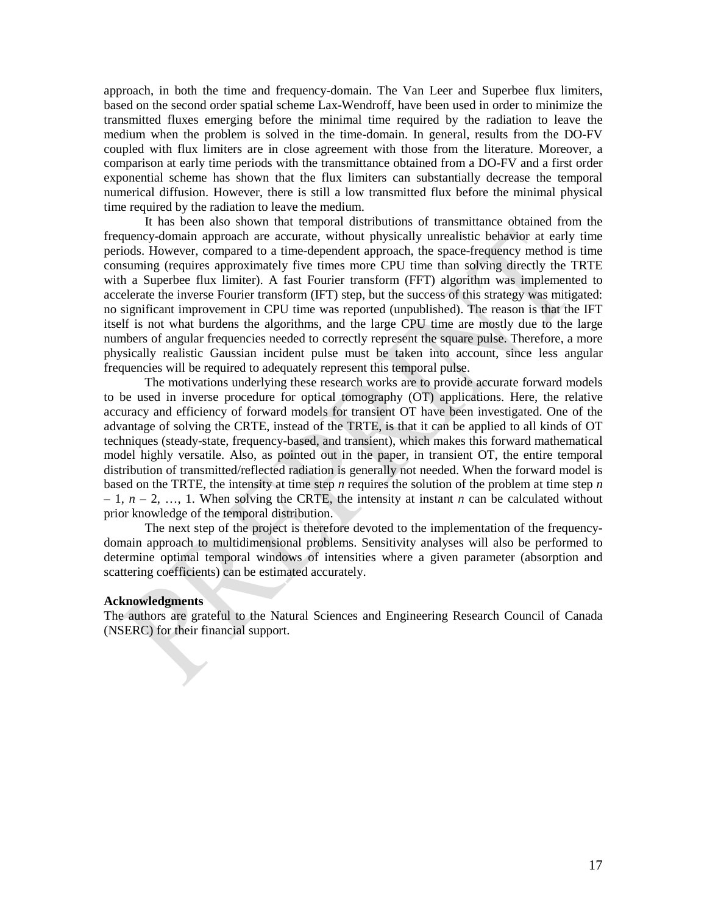approach, in both the time and frequency-domain. The Van Leer and Superbee flux limiters, based on the second order spatial scheme Lax-Wendroff, have been used in order to minimize the transmitted fluxes emerging before the minimal time required by the radiation to leave the medium when the problem is solved in the time-domain. In general, results from the DO-FV coupled with flux limiters are in close agreement with those from the literature. Moreover, a comparison at early time periods with the transmittance obtained from a DO-FV and a first order exponential scheme has shown that the flux limiters can substantially decrease the temporal numerical diffusion. However, there is still a low transmitted flux before the minimal physical time required by the radiation to leave the medium.

It has been also shown that temporal distributions of transmittance obtained from the frequency-domain approach are accurate, without physically unrealistic behavior at early time periods. However, compared to a time-dependent approach, the space-frequency method is time consuming (requires approximately five times more CPU time than solving directly the TRTE with a Superbee flux limiter). A fast Fourier transform (FFT) algorithm was implemented to accelerate the inverse Fourier transform (IFT) step, but the success of this strategy was mitigated: no significant improvement in CPU time was reported (unpublished). The reason is that the IFT itself is not what burdens the algorithms, and the large CPU time are mostly due to the large numbers of angular frequencies needed to correctly represent the square pulse. Therefore, a more physically realistic Gaussian incident pulse must be taken into account, since less angular frequencies will be required to adequately represent this temporal pulse.

The motivations underlying these research works are to provide accurate forward models to be used in inverse procedure for optical tomography (OT) applications. Here, the relative accuracy and efficiency of forward models for transient OT have been investigated. One of the advantage of solving the CRTE, instead of the TRTE, is that it can be applied to all kinds of OT techniques (steady-state, frequency-based, and transient), which makes this forward mathematical model highly versatile. Also, as pointed out in the paper, in transient OT, the entire temporal distribution of transmitted/reflected radiation is generally not needed. When the forward model is based on the TRTE, the intensity at time step $n$ requires the solution of the problem at time step $n - 1$, $n - 2$, …, 1. When solving the CRTE, the intensity at instant $n$ can be calculated without prior knowledge of the temporal distribution.

The next step of the project is therefore devoted to the implementation of the frequency-domain approach to multidimensional problems. Sensitivity analyses will also be performed to determine optimal temporal windows of intensities where a given parameter (absorption and scattering coefficients) can be estimated accurately.

**Acknowledgments**

The authors are grateful to the Natural Sciences and Engineering Research Council of Canada (NSERC) for their financial support.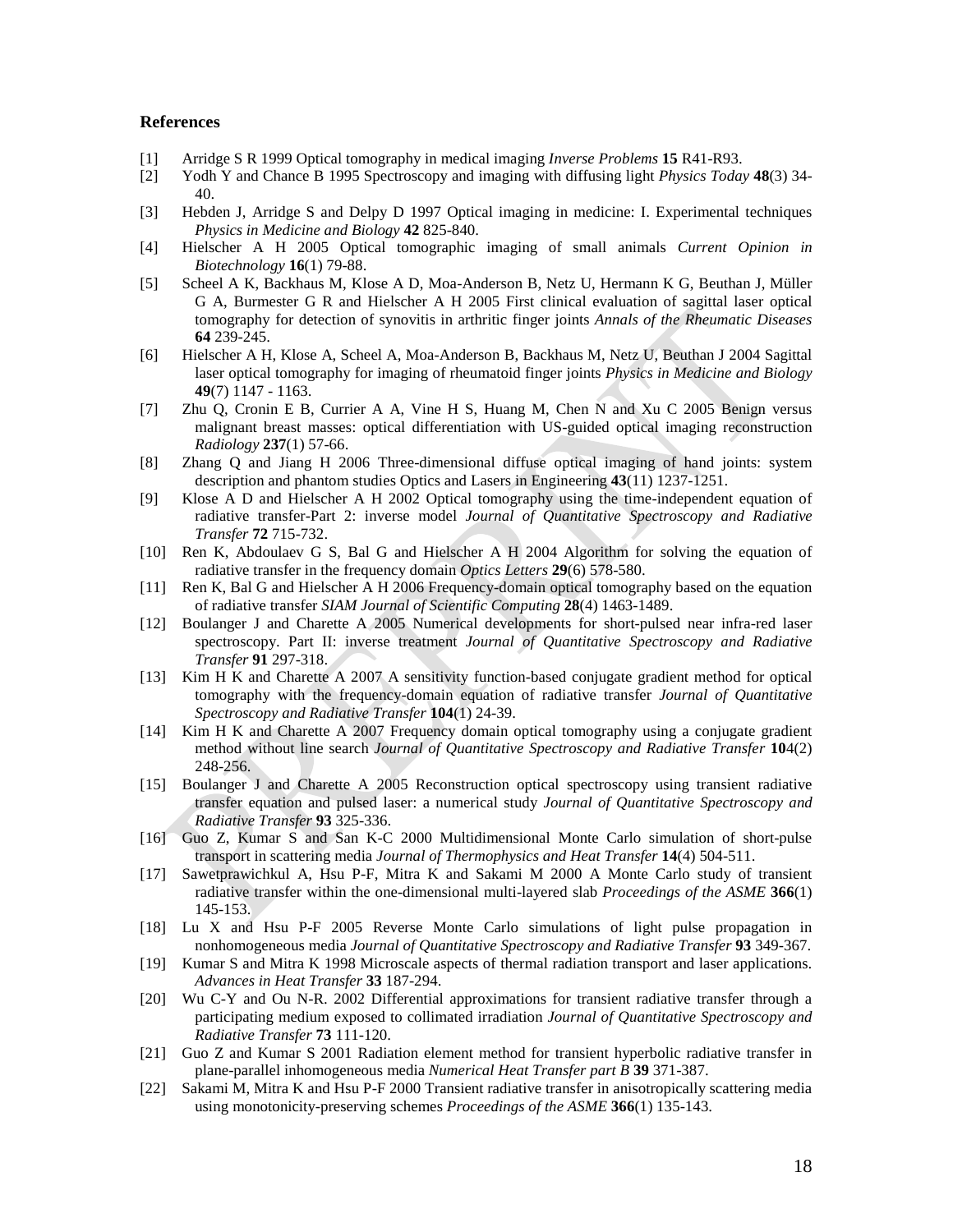## References

[1] Arridge S R 1999 Optical tomography in medical imaging *Inverse Problems* **15** R41-R93.

[2] Yodh Y and Chance B 1995 Spectroscopy and imaging with diffusing light *Physics Today* **48**(3) 34-40.

[3] Hebden J, Arridge S and Delpy D 1997 Optical imaging in medicine: I. Experimental techniques *Physics in Medicine and Biology* **42** 825-840.

[4] Hielscher A H 2005 Optical tomographic imaging of small animals *Current Opinion in Biotechnology* **16**(1) 79-88.

[5] Scheel A K, Backhaus M, Klose A D, Moa-Anderson B, Netz U, Hermann K G, Beuthan J, Müller G A, Burmester G R and Hielscher A H 2005 First clinical evaluation of sagittal laser optical tomography for detection of synovitis in arthritic finger joints *Annals of the Rheumatic Diseases* **64** 239-245.

[6] Hielscher A H, Klose A, Scheel A, Moa-Anderson B, Backhaus M, Netz U, Beuthan J 2004 Sagittal laser optical tomography for imaging of rheumatoid finger joints *Physics in Medicine and Biology* **49**(7) 1147 - 1163.

[7] Zhu Q, Cronin E B, Currier A A, Vine H S, Huang M, Chen N and Xu C 2005 Benign versus malignant breast masses: optical differentiation with US-guided optical imaging reconstruction *Radiology* **237**(1) 57-66.

[8] Zhang Q and Jiang H 2006 Three-dimensional diffuse optical imaging of hand joints: system description and phantom studies Optics and Lasers in Engineering **43**(11) 1237-1251.

[9] Klose A D and Hielscher A H 2002 Optical tomography using the time-independent equation of radiative transfer-Part 2: inverse model *Journal of Quantitative Spectroscopy and Radiative Transfer* **72** 715-732.

[10] Ren K, Abdoulaev G S, Bal G and Hielscher A H 2004 Algorithm for solving the equation of radiative transfer in the frequency domain *Optics Letters* **29**(6) 578-580.

[11] Ren K, Bal G and Hielscher A H 2006 Frequency-domain optical tomography based on the equation of radiative transfer *SIAM Journal of Scientific Computing* **28**(4) 1463-1489.

[12] Boulanger J and Charette A 2005 Numerical developments for short-pulsed near infra-red laser spectroscopy. Part II: inverse treatment *Journal of Quantitative Spectroscopy and Radiative Transfer* **91** 297-318.

[13] Kim H K and Charette A 2007 A sensitivity function-based conjugate gradient method for optical tomography with the frequency-domain equation of radiative transfer *Journal of Quantitative Spectroscopy and Radiative Transfer* **104**(1) 24-39.

[14] Kim H K and Charette A 2007 Frequency domain optical tomography using a conjugate gradient method without line search *Journal of Quantitative Spectroscopy and Radiative Transfer* **10**4(2) 248-256.

[15] Boulanger J and Charette A 2005 Reconstruction optical spectroscopy using transient radiative transfer equation and pulsed laser: a numerical study *Journal of Quantitative Spectroscopy and Radiative Transfer* **93** 325-336.

[16] Guo Z, Kumar S and San K-C 2000 Multidimensional Monte Carlo simulation of short-pulse transport in scattering media *Journal of Thermophysics and Heat Transfer* **14**(4) 504-511.

[17] Sawetprawichkul A, Hsu P-F, Mitra K and Sakami M 2000 A Monte Carlo study of transient radiative transfer within the one-dimensional multi-layered slab *Proceedings of the ASME* **366**(1) 145-153.

[18] Lu X and Hsu P-F 2005 Reverse Monte Carlo simulations of light pulse propagation in nonhomogeneous media *Journal of Quantitative Spectroscopy and Radiative Transfer* **93** 349-367.

[19] Kumar S and Mitra K 1998 Microscale aspects of thermal radiation transport and laser applications. *Advances in Heat Transfer* **33** 187-294.

[20] Wu C-Y and Ou N-R. 2002 Differential approximations for transient radiative transfer through a participating medium exposed to collimated irradiation *Journal of Quantitative Spectroscopy and Radiative Transfer* **73** 111-120.

[21] Guo Z and Kumar S 2001 Radiation element method for transient hyperbolic radiative transfer in plane-parallel inhomogeneous media *Numerical Heat Transfer part B* **39** 371-387.

[22] Sakami M, Mitra K and Hsu P-F 2000 Transient radiative transfer in anisotropically scattering media using monotonicity-preserving schemes *Proceedings of the ASME* **366**(1) 135-143.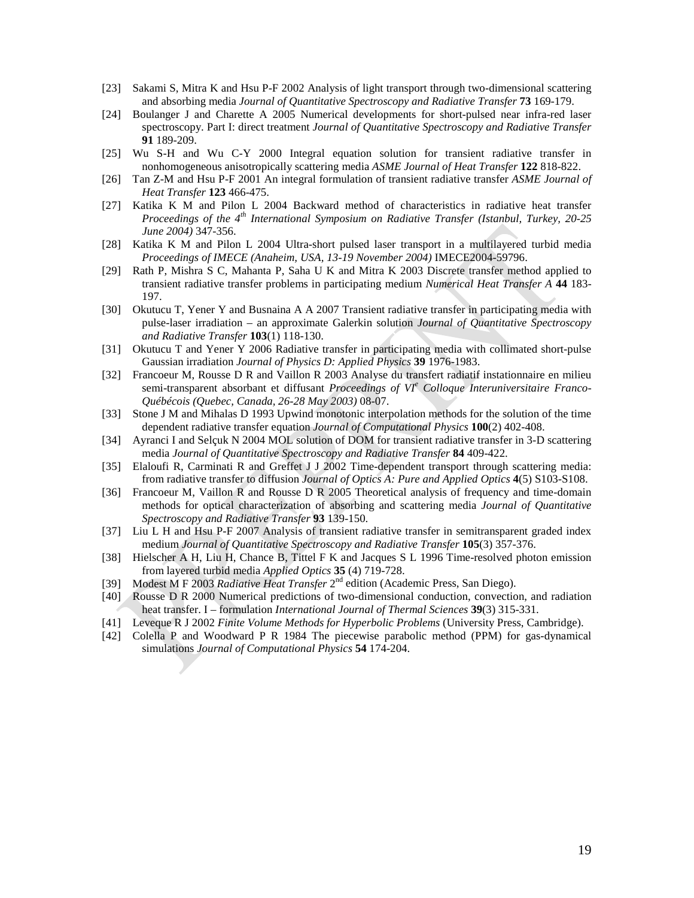[23] Sakami S, Mitra K and Hsu P-F 2002 Analysis of light transport through two-dimensional scattering and absorbing media *Journal of Quantitative Spectroscopy and Radiative Transfer* **73** 169-179.

[24] Boulanger J and Charette A 2005 Numerical developments for short-pulsed near infra-red laser spectroscopy. Part I: direct treatment *Journal of Quantitative Spectroscopy and Radiative Transfer* **91** 189-209.

[25] Wu S-H and Wu C-Y 2000 Integral equation solution for transient radiative transfer in nonhomogeneous anisotropically scattering media *ASME Journal of Heat Transfer* **122** 818-822.

[26] Tan Z-M and Hsu P-F 2001 An integral formulation of transient radiative transfer *ASME Journal of Heat Transfer* **123** 466-475.

[27] Katika K M and Pilon L 2004 Backward method of characteristics in radiative heat transfer *Proceedings of the 4th International Symposium on Radiative Transfer (Istanbul, Turkey, 20-25 June 2004)* 347-356.

[28] Katika K M and Pilon L 2004 Ultra-short pulsed laser transport in a multilayered turbid media *Proceedings of IMECE (Anaheim, USA, 13-19 November 2004)* IMECE2004-59796.

[29] Rath P, Mishra S C, Mahanta P, Saha U K and Mitra K 2003 Discrete transfer method applied to transient radiative transfer problems in participating medium *Numerical Heat Transfer A* **44** 183-197.

[30] Okutucu T, Yener Y and Busnaina A A 2007 Transient radiative transfer in participating media with pulse-laser irradiation – an approximate Galerkin solution *Journal of Quantitative Spectroscopy and Radiative Transfer* **103**(1) 118-130.

[31] Okutucu T and Yener Y 2006 Radiative transfer in participating media with collimated short-pulse Gaussian irradiation *Journal of Physics D: Applied Physics* **39** 1976-1983.

[32] Francoeur M, Rousse D R and Vaillon R 2003 Analyse du transfert radiatif instationnaire en milieu semi-transparent absorbant et diffusant *Proceedings of VIe Colloque Interuniversitaire Franco-Québécois (Quebec, Canada, 26-28 May 2003)* 08-07.

[33] Stone J M and Mihalas D 1993 Upwind monotonic interpolation methods for the solution of the time dependent radiative transfer equation *Journal of Computational Physics* **100**(2) 402-408.

[34] Ayranci I and Selçuk N 2004 MOL solution of DOM for transient radiative transfer in 3-D scattering media *Journal of Quantitative Spectroscopy and Radiative Transfer* **84** 409-422.

[35] Elaloufi R, Carminati R and Greffet J J 2002 Time-dependent transport through scattering media: from radiative transfer to diffusion *Journal of Optics A: Pure and Applied Optics* **4**(5) S103-S108.

[36] Francoeur M, Vaillon R and Rousse D R 2005 Theoretical analysis of frequency and time-domain methods for optical characterization of absorbing and scattering media *Journal of Quantitative Spectroscopy and Radiative Transfer* **93** 139-150.

[37] Liu L H and Hsu P-F 2007 Analysis of transient radiative transfer in semitransparent graded index medium *Journal of Quantitative Spectroscopy and Radiative Transfer* **105**(3) 357-376.

[38] Hielscher A H, Liu H, Chance B, Tittel F K and Jacques S L 1996 Time-resolved photon emission from layered turbid media *Applied Optics* **35** (4) 719-728.

[39] Modest M F 2003 *Radiative Heat Transfer* 2nd edition (Academic Press, San Diego).

[40] Rousse D R 2000 Numerical predictions of two-dimensional conduction, convection, and radiation heat transfer. I – formulation *International Journal of Thermal Sciences* **39**(3) 315-331.

[41] Leveque R J 2002 *Finite Volume Methods for Hyperbolic Problems* (University Press, Cambridge).

[42] Colella P and Woodward P R 1984 The piecewise parabolic method (PPM) for gas-dynamical simulations *Journal of Computational Physics* **54** 174-204.